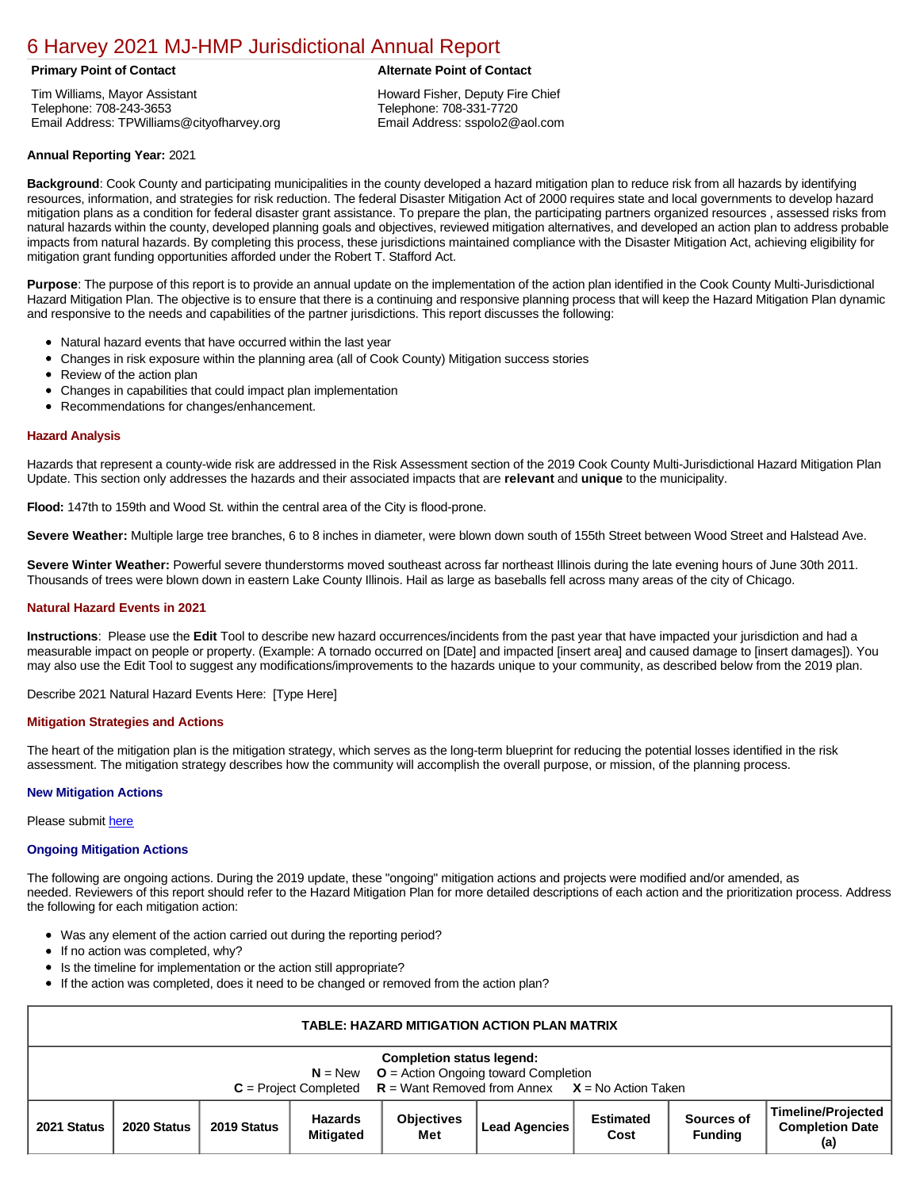# 6 Harvey 2021 MJ-HMP Jurisdictional Annual Report

**Primary Point of Contact**

Tim Williams, Mayor Assistant
Telephone: 708-243-3653
Email Address: TPWilliams@cityofharvey.org

**Alternate Point of Contact**

Howard Fisher, Deputy Fire Chief
Telephone: 708-331-7720
Email Address: sspolo2@aol.com

**Annual Reporting Year:** 2021

**Background**: Cook County and participating municipalities in the county developed a hazard mitigation plan to reduce risk from all hazards by identifying resources, information, and strategies for risk reduction. The federal Disaster Mitigation Act of 2000 requires state and local governments to develop hazard mitigation plans as a condition for federal disaster grant assistance. To prepare the plan, the participating partners organized resources , assessed risks from natural hazards within the county, developed planning goals and objectives, reviewed mitigation alternatives, and developed an action plan to address probable impacts from natural hazards. By completing this process, these jurisdictions maintained compliance with the Disaster Mitigation Act, achieving eligibility for mitigation grant funding opportunities afforded under the Robert T. Stafford Act.

**Purpose**: The purpose of this report is to provide an annual update on the implementation of the action plan identified in the Cook County Multi-Jurisdictional Hazard Mitigation Plan. The objective is to ensure that there is a continuing and responsive planning process that will keep the Hazard Mitigation Plan dynamic and responsive to the needs and capabilities of the partner jurisdictions. This report discusses the following:

- Natural hazard events that have occurred within the last year
- Changes in risk exposure within the planning area (all of Cook County) Mitigation success stories
- Review of the action plan
- Changes in capabilities that could impact plan implementation
- Recommendations for changes/enhancement.

### Hazard Analysis

Hazards that represent a county-wide risk are addressed in the Risk Assessment section of the 2019 Cook County Multi-Jurisdictional Hazard Mitigation Plan Update. This section only addresses the hazards and their associated impacts that are **relevant** and **unique** to the municipality.

**Flood:** 147th to 159th and Wood St. within the central area of the City is flood-prone.

**Severe Weather:** Multiple large tree branches, 6 to 8 inches in diameter, were blown down south of 155th Street between Wood Street and Halstead Ave.

**Severe Winter Weather:** Powerful severe thunderstorms moved southeast across far northeast Illinois during the late evening hours of June 30th 2011. Thousands of trees were blown down in eastern Lake County Illinois. Hail as large as baseballs fell across many areas of the city of Chicago.

### Natural Hazard Events in 2021

**Instructions**: Please use the **Edit** Tool to describe new hazard occurrences/incidents from the past year that have impacted your jurisdiction and had a measurable impact on people or property. (Example: A tornado occurred on [Date] and impacted [insert area] and caused damage to [insert damages]). You may also use the Edit Tool to suggest any modifications/improvements to the hazards unique to your community, as described below from the 2019 plan.

Describe 2021 Natural Hazard Events Here: [Type Here]

### Mitigation Strategies and Actions

The heart of the mitigation plan is the mitigation strategy, which serves as the long-term blueprint for reducing the potential losses identified in the risk assessment. The mitigation strategy describes how the community will accomplish the overall purpose, or mission, of the planning process.

#### New Mitigation Actions

Please submit here

#### Ongoing Mitigation Actions

The following are ongoing actions. During the 2019 update, these "ongoing" mitigation actions and projects were modified and/or amended, as needed. Reviewers of this report should refer to the Hazard Mitigation Plan for more detailed descriptions of each action and the prioritization process. Address the following for each mitigation action:

- Was any element of the action carried out during the reporting period?
- If no action was completed, why?
- Is the timeline for implementation or the action still appropriate?
- If the action was completed, does it need to be changed or removed from the action plan?

**TABLE: HAZARD MITIGATION ACTION PLAN MATRIX**

**Completion status legend:**
**N** = New **O** = Action Ongoing toward Completion
**C** = Project Completed **R** = Want Removed from Annex **X** = No Action Taken

| 2021 Status | 2020 Status | 2019 Status | Hazards Mitigated | Objectives Met | Lead Agencies | Estimated Cost | Sources of Funding | Timeline/Projected Completion Date (a) |
|---|---|---|---|---|---|---|---|---|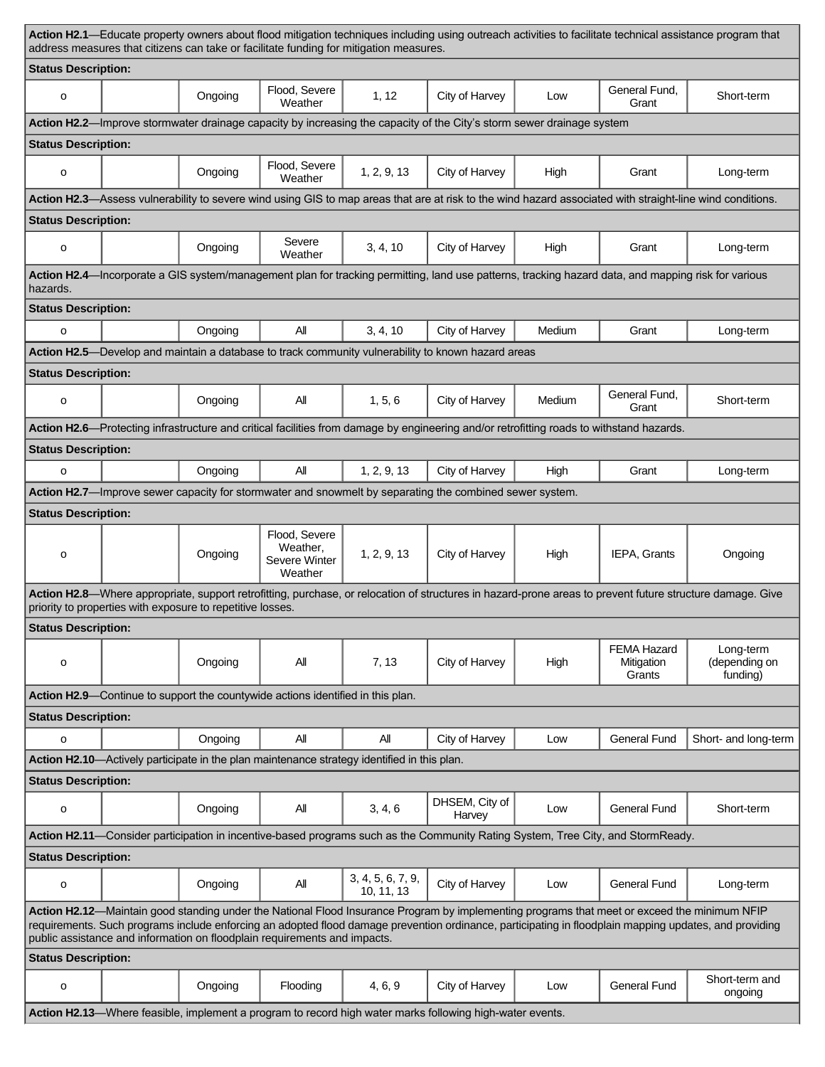| | | | | | | | | |
|---|---|---|---|---|---|---|---|---|
| **Action H2.1**—Educate property owners about flood mitigation techniques including using outreach activities to facilitate technical assistance program that address measures that citizens can take or facilitate funding for mitigation measures. | | | | | | | | |
| **Status Description:** | | | | | | | | |
| o | | Ongoing | Flood, Severe Weather | 1, 12 | City of Harvey | Low | General Fund, Grant | Short-term |
| **Action H2.2**—Improve stormwater drainage capacity by increasing the capacity of the City's storm sewer drainage system | | | | | | | | |
| **Status Description:** | | | | | | | | |
| o | | Ongoing | Flood, Severe Weather | 1, 2, 9, 13 | City of Harvey | High | Grant | Long-term |
| **Action H2.3**—Assess vulnerability to severe wind using GIS to map areas that are at risk to the wind hazard associated with straight-line wind conditions. | | | | | | | | |
| **Status Description:** | | | | | | | | |
| o | | Ongoing | Severe Weather | 3, 4, 10 | City of Harvey | High | Grant | Long-term |
| **Action H2.4**—Incorporate a GIS system/management plan for tracking permitting, land use patterns, tracking hazard data, and mapping risk for various hazards. | | | | | | | | |
| **Status Description:** | | | | | | | | |
| o | | Ongoing | All | 3, 4, 10 | City of Harvey | Medium | Grant | Long-term |
| **Action H2.5**—Develop and maintain a database to track community vulnerability to known hazard areas | | | | | | | | |
| **Status Description:** | | | | | | | | |
| o | | Ongoing | All | 1, 5, 6 | City of Harvey | Medium | General Fund, Grant | Short-term |
| **Action H2.6**—Protecting infrastructure and critical facilities from damage by engineering and/or retrofitting roads to withstand hazards. | | | | | | | | |
| **Status Description:** | | | | | | | | |
| o | | Ongoing | All | 1, 2, 9, 13 | City of Harvey | High | Grant | Long-term |
| **Action H2.7**—Improve sewer capacity for stormwater and snowmelt by separating the combined sewer system. | | | | | | | | |
| **Status Description:** | | | | | | | | |
| o | | Ongoing | Flood, Severe Weather, Severe Winter Weather | 1, 2, 9, 13 | City of Harvey | High | IEPA, Grants | Ongoing |
| **Action H2.8**—Where appropriate, support retrofitting, purchase, or relocation of structures in hazard-prone areas to prevent future structure damage. Give priority to properties with exposure to repetitive losses. | | | | | | | | |
| **Status Description:** | | | | | | | | |
| o | | Ongoing | All | 7, 13 | City of Harvey | High | FEMA Hazard Mitigation Grants | Long-term (depending on funding) |
| **Action H2.9**—Continue to support the countywide actions identified in this plan. | | | | | | | | |
| **Status Description:** | | | | | | | | |
| o | | Ongoing | All | All | City of Harvey | Low | General Fund | Short- and long-term |
| **Action H2.10**—Actively participate in the plan maintenance strategy identified in this plan. | | | | | | | | |
| **Status Description:** | | | | | | | | |
| o | | Ongoing | All | 3, 4, 6 | DHSEM, City of Harvey | Low | General Fund | Short-term |
| **Action H2.11**—Consider participation in incentive-based programs such as the Community Rating System, Tree City, and StormReady. | | | | | | | | |
| **Status Description:** | | | | | | | | |
| o | | Ongoing | All | 3, 4, 5, 6, 7, 9, 10, 11, 13 | City of Harvey | Low | General Fund | Long-term |
| **Action H2.12**—Maintain good standing under the National Flood Insurance Program by implementing programs that meet or exceed the minimum NFIP requirements. Such programs include enforcing an adopted flood damage prevention ordinance, participating in floodplain mapping updates, and providing public assistance and information on floodplain requirements and impacts. | | | | | | | | |
| **Status Description:** | | | | | | | | |
| o | | Ongoing | Flooding | 4, 6, 9 | City of Harvey | Low | General Fund | Short-term and ongoing |
| **Action H2.13**—Where feasible, implement a program to record high water marks following high-water events. | | | | | | | | |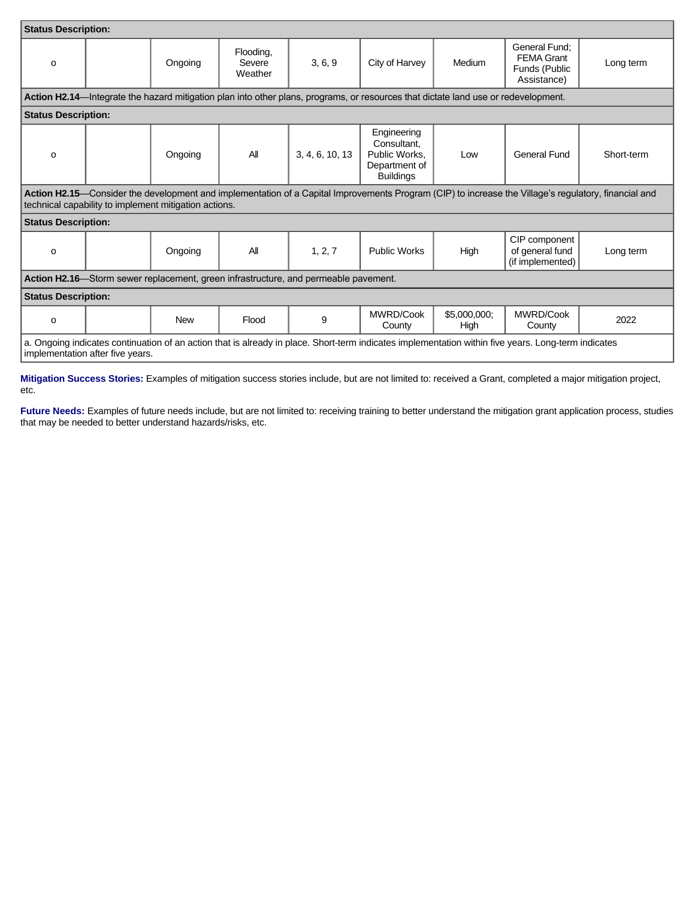| | | | | | | | | |
|---|---|---|---|---|---|---|---|---|
| **Status Description:** | | | | | | | | |
| o | | Ongoing | Flooding, Severe Weather | 3, 6, 9 | City of Harvey | Medium | General Fund; FEMA Grant Funds (Public Assistance) | Long term |
| **Action H2.14**—Integrate the hazard mitigation plan into other plans, programs, or resources that dictate land use or redevelopment. | | | | | | | | |
| **Status Description:** | | | | | | | | |
| o | | Ongoing | All | 3, 4, 6, 10, 13 | Engineering Consultant, Public Works, Department of Buildings | Low | General Fund | Short-term |
| **Action H2.15**—Consider the development and implementation of a Capital Improvements Program (CIP) to increase the Village's regulatory, financial and technical capability to implement mitigation actions. | | | | | | | | |
| **Status Description:** | | | | | | | | |
| o | | Ongoing | All | 1, 2, 7 | Public Works | High | CIP component of general fund (if implemented) | Long term |
| **Action H2.16**—Storm sewer replacement, green infrastructure, and permeable pavement. | | | | | | | | |
| **Status Description:** | | | | | | | | |
| o | | New | Flood | 9 | MWRD/Cook County | $5,000,000; High | MWRD/Cook County | 2022 |
| a. Ongoing indicates continuation of an action that is already in place. Short-term indicates implementation within five years. Long-term indicates implementation after five years. | | | | | | | | |

**Mitigation Success Stories:** Examples of mitigation success stories include, but are not limited to: received a Grant, completed a major mitigation project, etc.

**Future Needs:** Examples of future needs include, but are not limited to: receiving training to better understand the mitigation grant application process, studies that may be needed to better understand hazards/risks, etc.